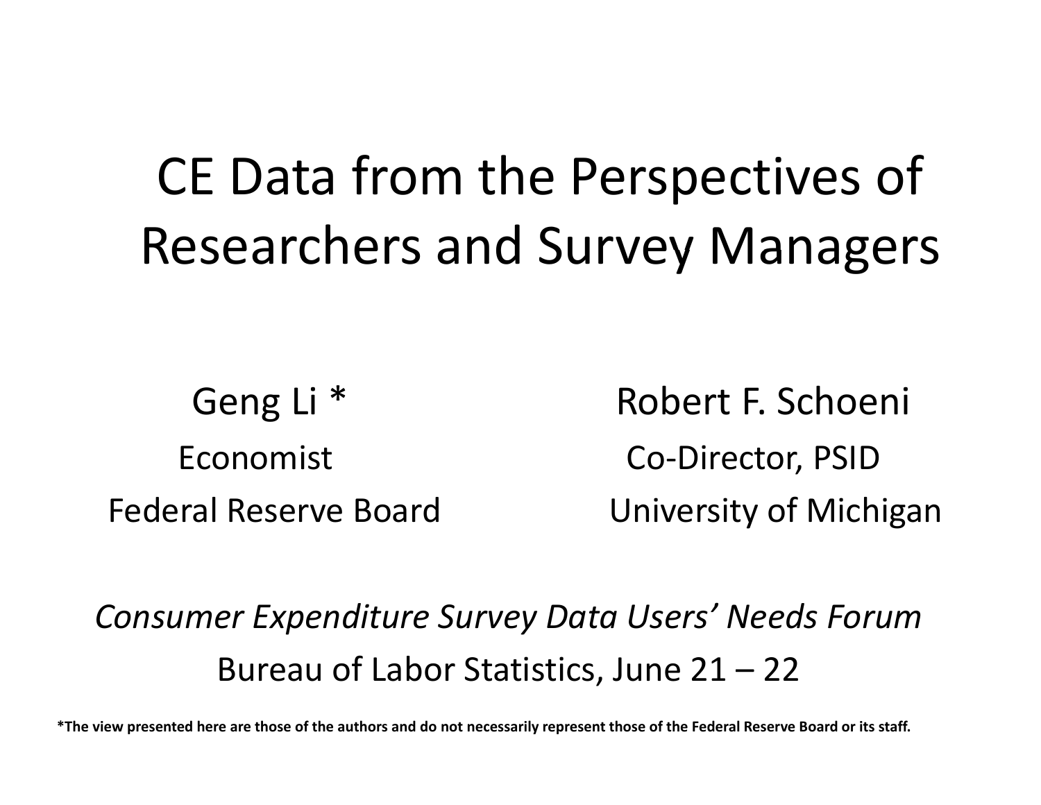# CE Data from the Perspectives of Researchers and Survey Managers

Geng Li *
Economist
Federal Reserve Board

Robert F. Schoeni
Co-Director, PSID
University of Michigan

*Consumer Expenditure Survey Data Users' Needs Forum*

Bureau of Labor Statistics, June 21 – 22

**\*The view presented here are those of the authors and do not necessarily represent those of the Federal Reserve Board or its staff.**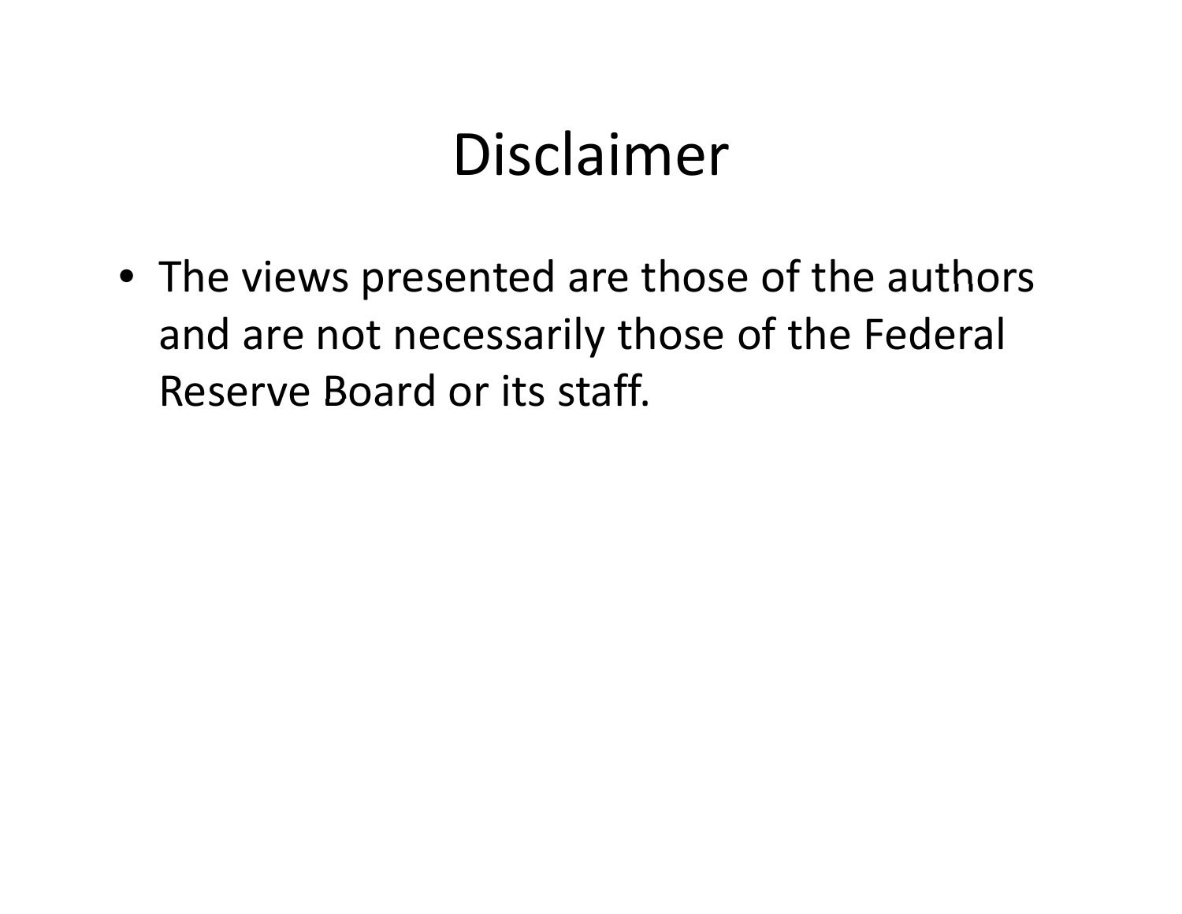# Disclaimer

- The views presented are those of the authors and are not necessarily those of the Federal Reserve Board or its staff.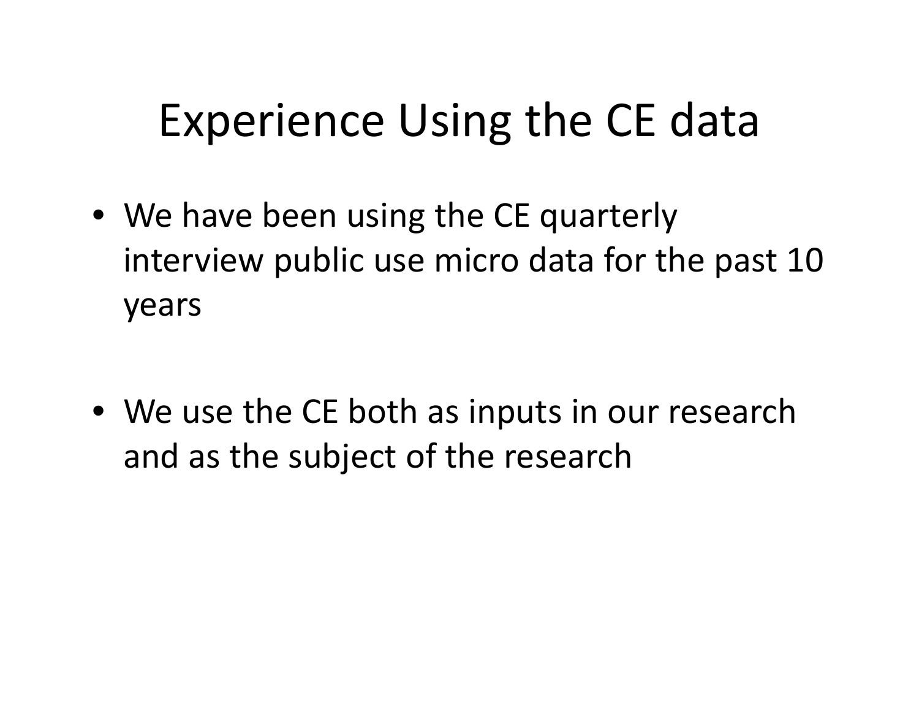# Experience Using the CE data

- We have been using the CE quarterly interview public use micro data for the past 10 years

- We use the CE both as inputs in our research and as the subject of the research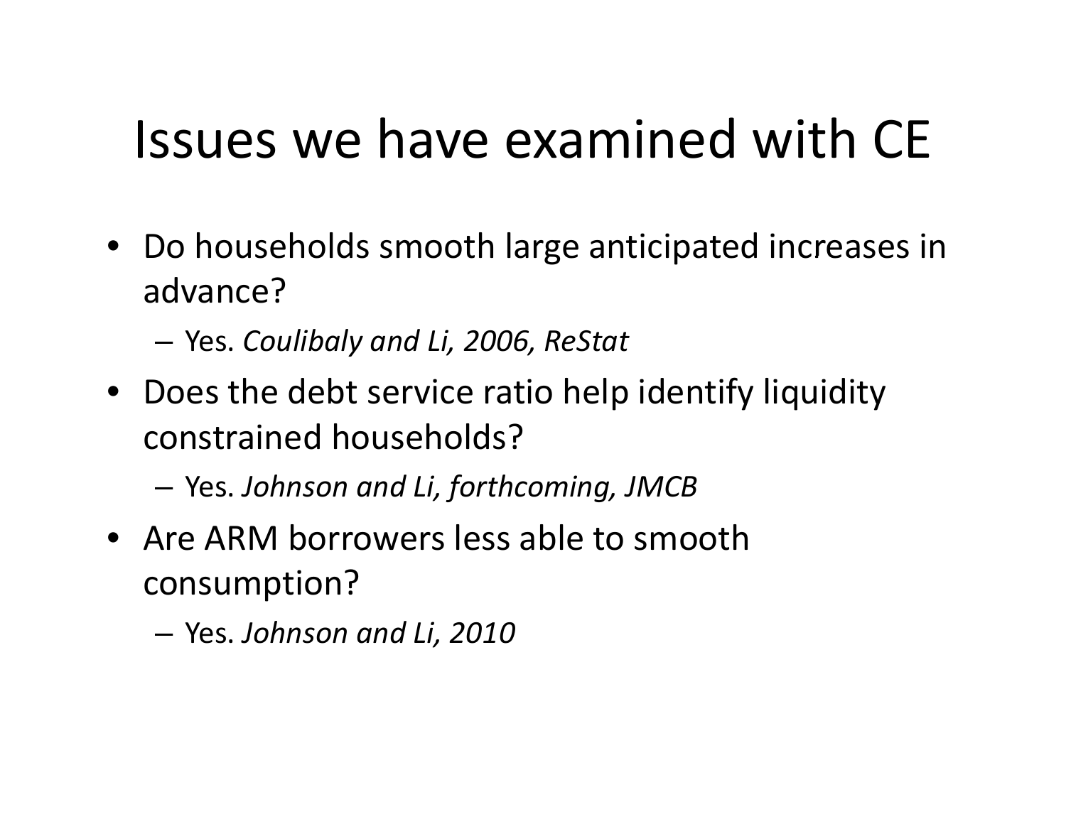# Issues we have examined with CE

- Do households smooth large anticipated increases in advance?
  - Yes. *Coulibaly and Li, 2006, ReStat*
- Does the debt service ratio help identify liquidity constrained households?
  - Yes. *Johnson and Li, forthcoming, JMCB*
- Are ARM borrowers less able to smooth consumption?
  - Yes. *Johnson and Li, 2010*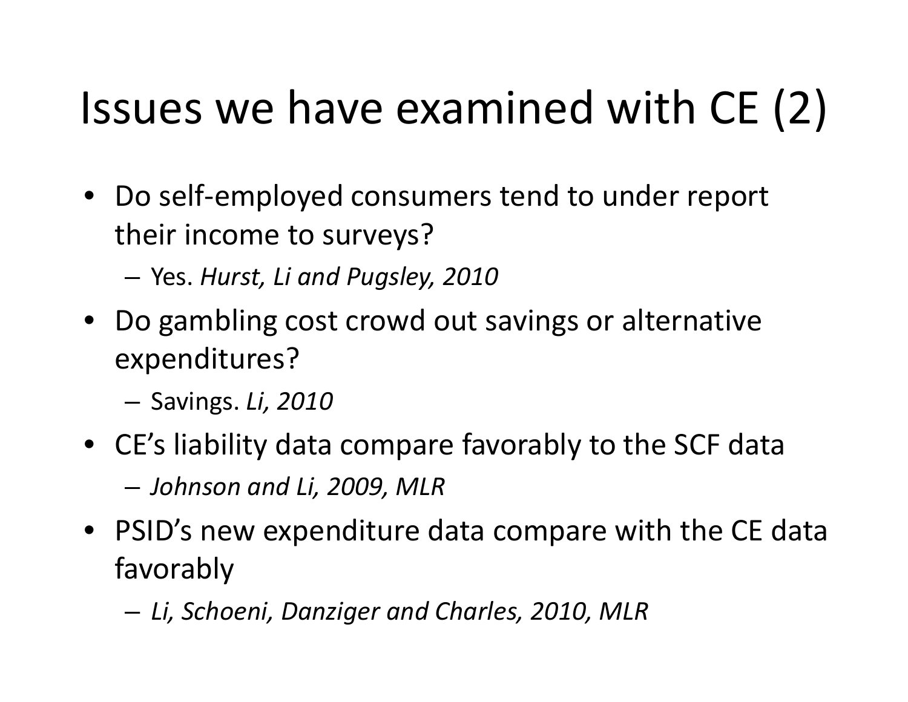# Issues we have examined with CE (2)

- Do self-employed consumers tend to under report their income to surveys?
  - Yes. *Hurst, Li and Pugsley, 2010*
- Do gambling cost crowd out savings or alternative expenditures?
  - Savings. *Li, 2010*
- CE's liability data compare favorably to the SCF data
  - *Johnson and Li, 2009, MLR*
- PSID's new expenditure data compare with the CE data favorably
  - *Li, Schoeni, Danziger and Charles, 2010, MLR*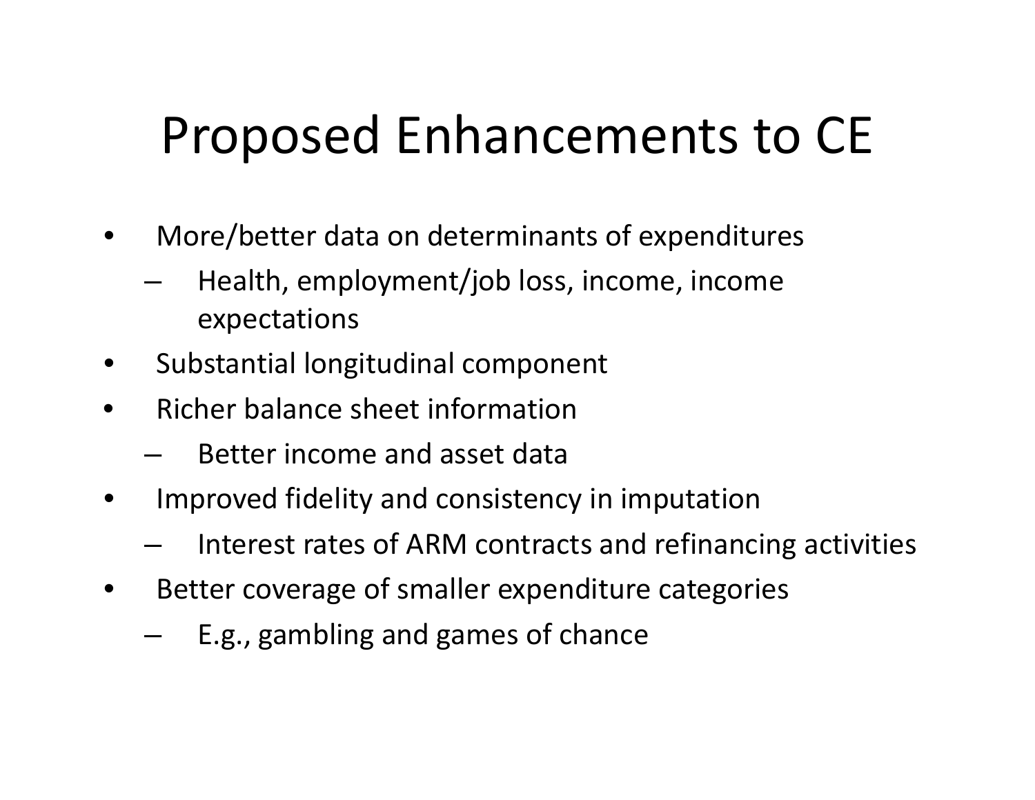# Proposed Enhancements to CE

- More/better data on determinants of expenditures
  - Health, employment/job loss, income, income expectations
- Substantial longitudinal component
- Richer balance sheet information
  - Better income and asset data
- Improved fidelity and consistency in imputation
  - Interest rates of ARM contracts and refinancing activities
- Better coverage of smaller expenditure categories
  - E.g., gambling and games of chance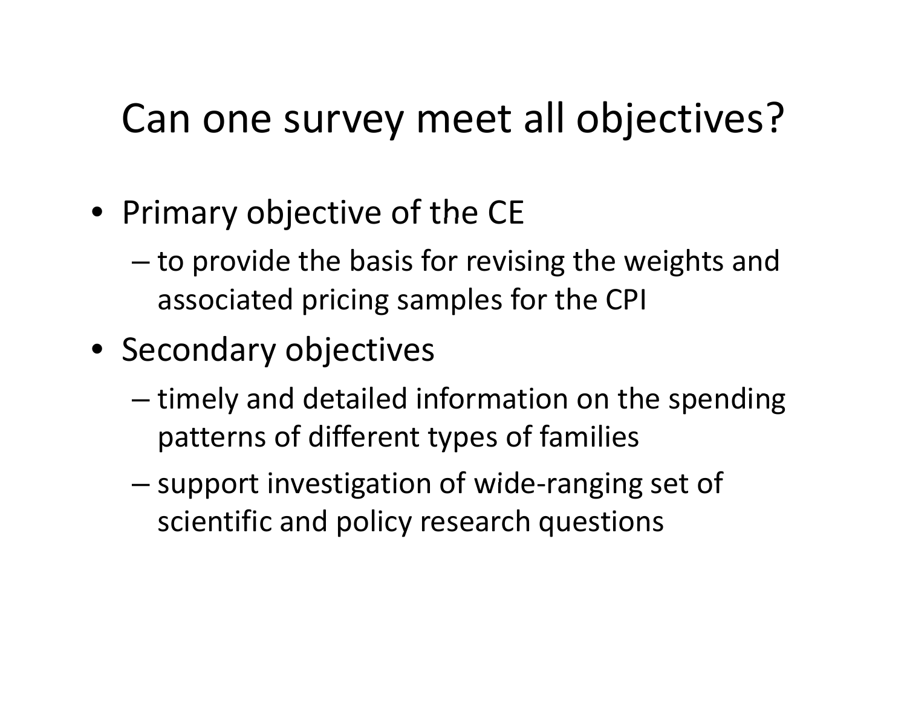# Can one survey meet all objectives?

- Primary objective of the CE
  - to provide the basis for revising the weights and associated pricing samples for the CPI
- Secondary objectives
  - timely and detailed information on the spending patterns of different types of families
  - support investigation of wide-ranging set of scientific and policy research questions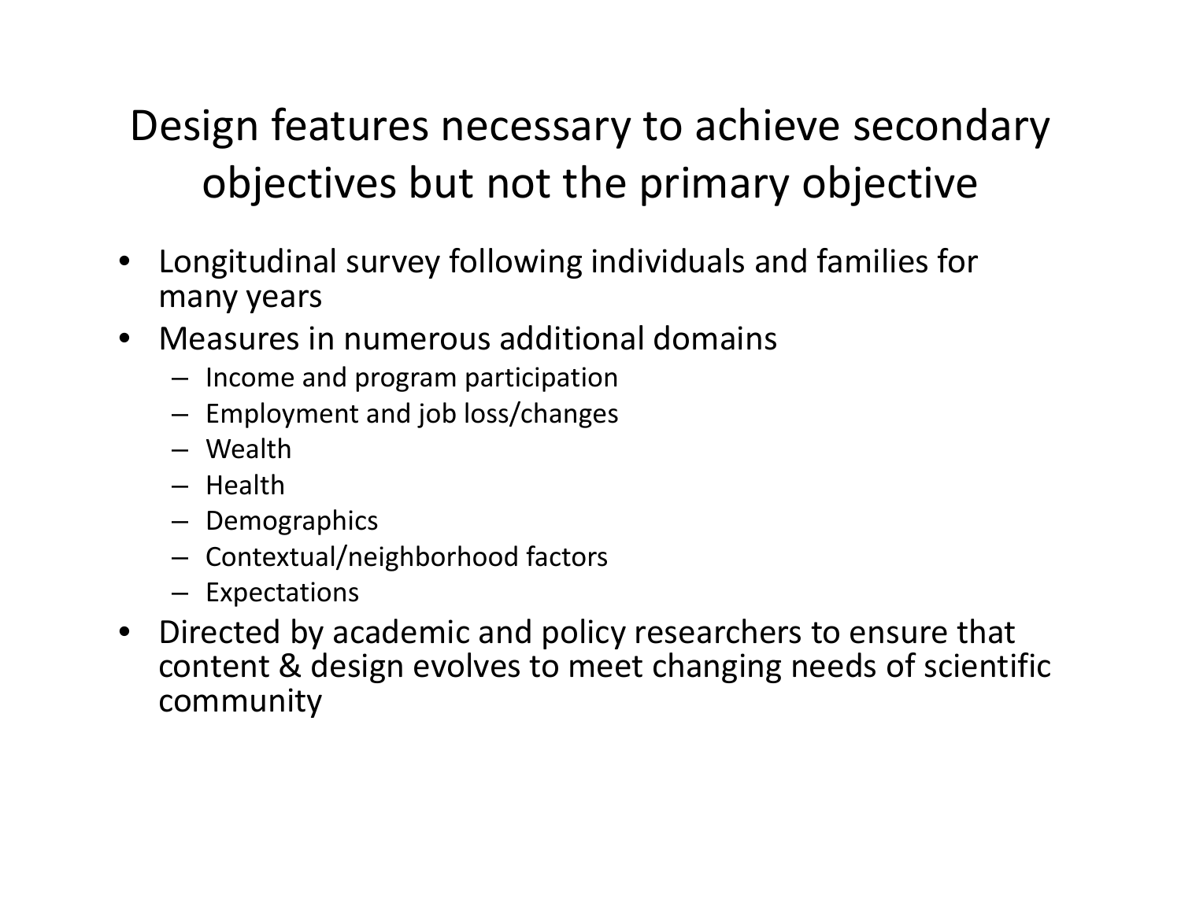# Design features necessary to achieve secondary objectives but not the primary objective

- Longitudinal survey following individuals and families for many years
- Measures in numerous additional domains
  - Income and program participation
  - Employment and job loss/changes
  - Wealth
  - Health
  - Demographics
  - Contextual/neighborhood factors
  - Expectations
- Directed by academic and policy researchers to ensure that content & design evolves to meet changing needs of scientific community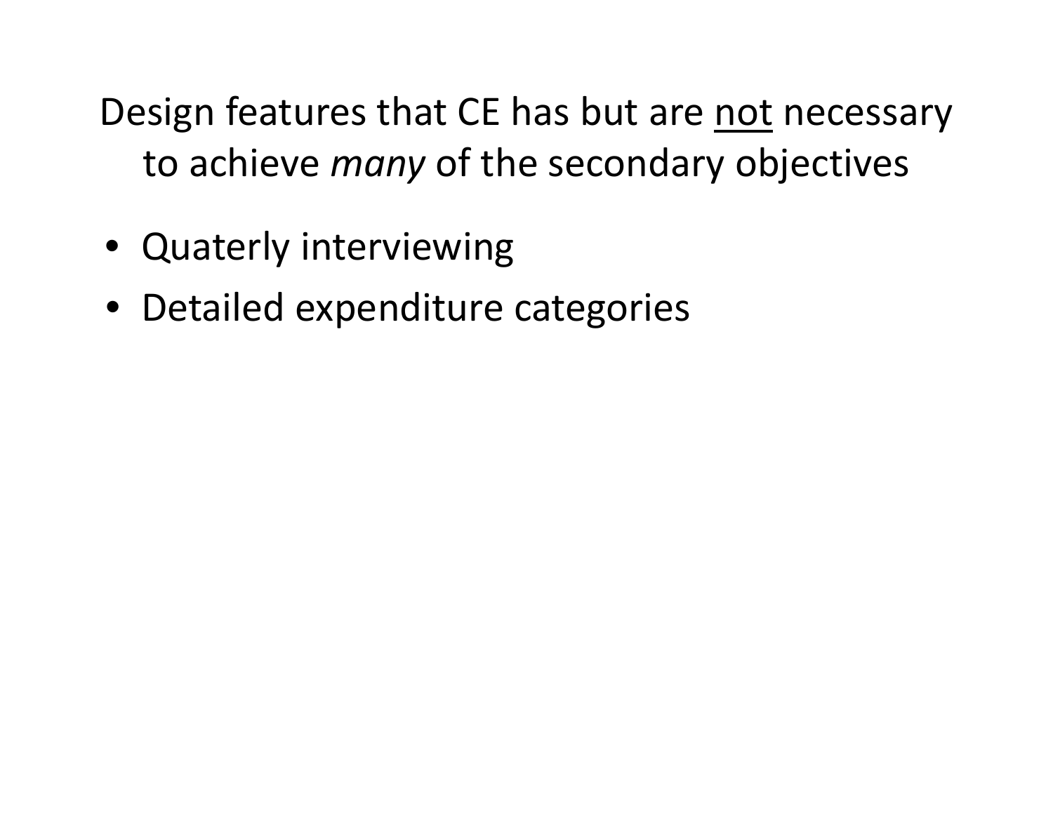# Design features that CE has but are <u>not</u> necessary to achieve *many* of the secondary objectives

- Quaterly interviewing
- Detailed expenditure categories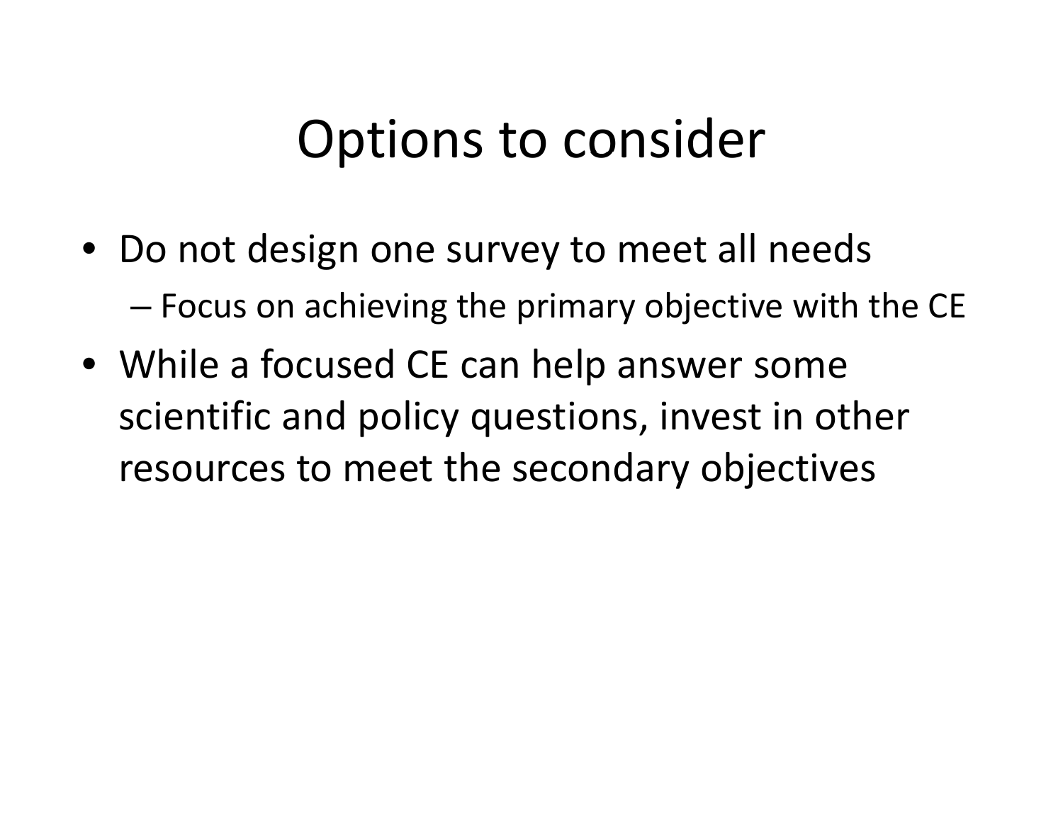# Options to consider

- Do not design one survey to meet all needs
  - Focus on achieving the primary objective with the CE
- While a focused CE can help answer some scientific and policy questions, invest in other resources to meet the secondary objectives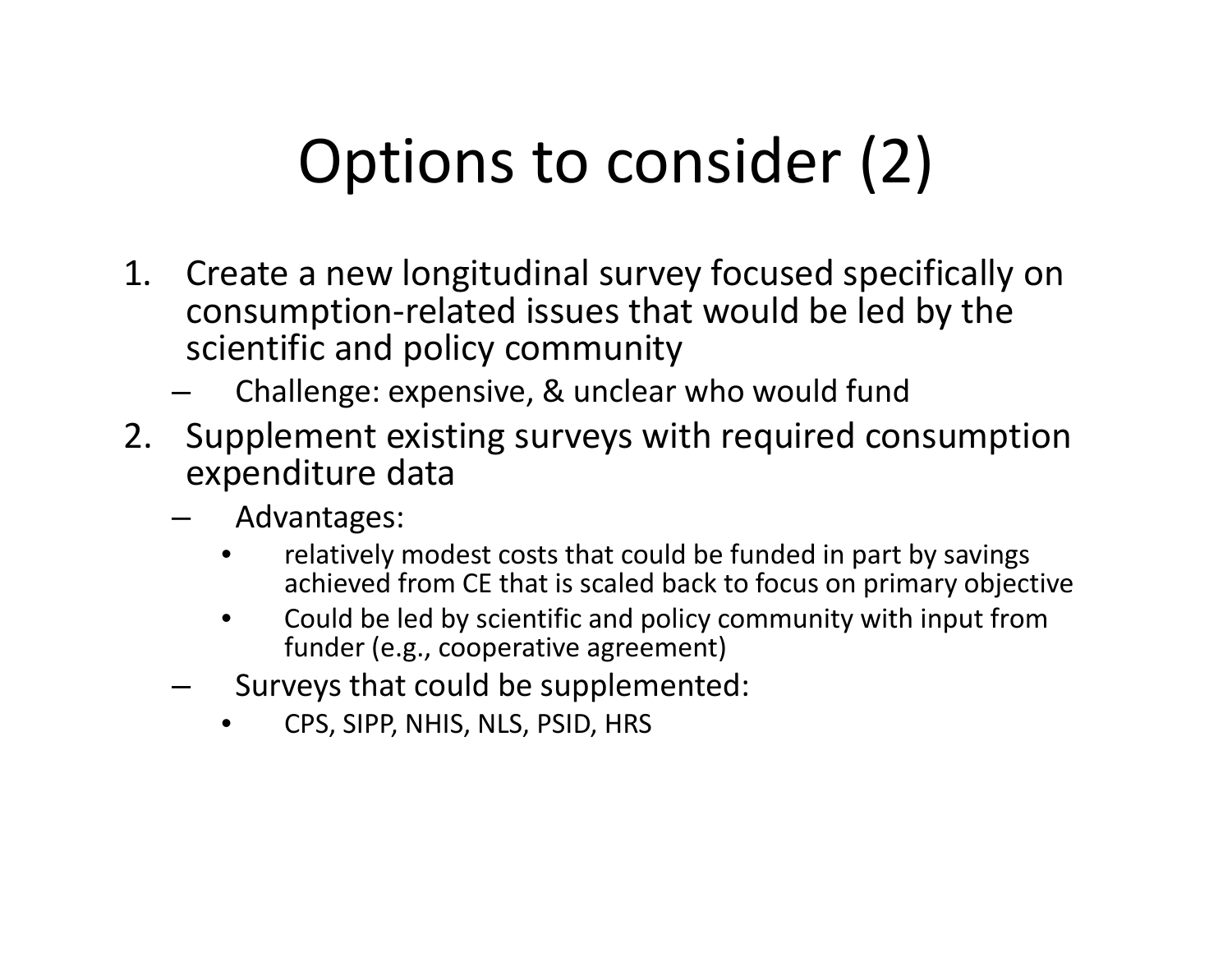# Options to consider (2)

1. Create a new longitudinal survey focused specifically on consumption-related issues that would be led by the scientific and policy community
   - Challenge: expensive, & unclear who would fund
2. Supplement existing surveys with required consumption expenditure data
   - Advantages:
     - relatively modest costs that could be funded in part by savings achieved from CE that is scaled back to focus on primary objective
     - Could be led by scientific and policy community with input from funder (e.g., cooperative agreement)
   - Surveys that could be supplemented:
     - CPS, SIPP, NHIS, NLS, PSID, HRS